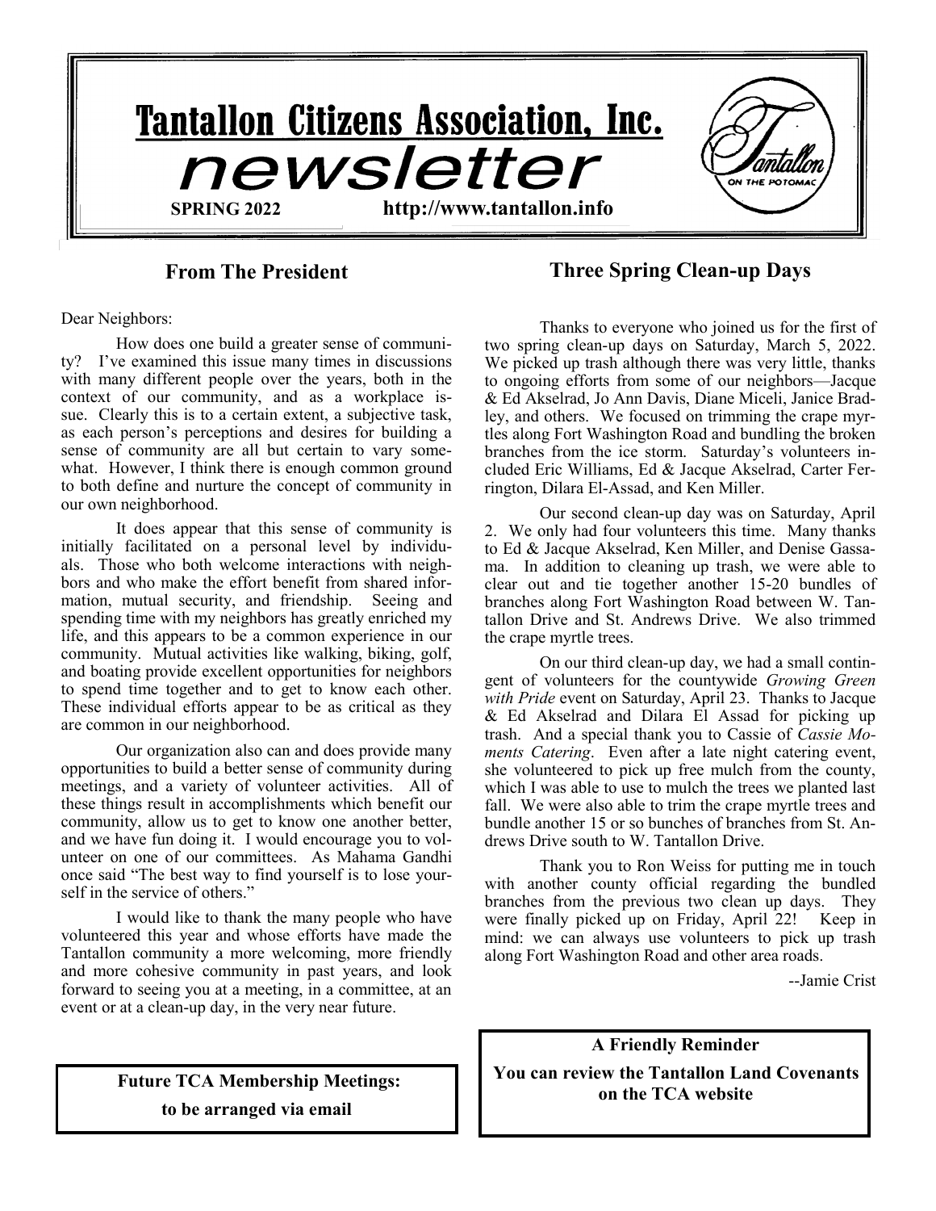# Tantallon Citizens Association, Inc.

# newsletter

**SPRING 2022** **http://www.tantallon.info**

## From The President

Dear Neighbors:

How does one build a greater sense of community? I've examined this issue many times in discussions with many different people over the years, both in the context of our community, and as a workplace issue. Clearly this is to a certain extent, a subjective task, as each person's perceptions and desires for building a sense of community are all but certain to vary somewhat. However, I think there is enough common ground to both define and nurture the concept of community in our own neighborhood.

It does appear that this sense of community is initially facilitated on a personal level by individuals. Those who both welcome interactions with neighbors and who make the effort benefit from shared information, mutual security, and friendship. Seeing and spending time with my neighbors has greatly enriched my life, and this appears to be a common experience in our community. Mutual activities like walking, biking, golf, and boating provide excellent opportunities for neighbors to spend time together and to get to know each other. These individual efforts appear to be as critical as they are common in our neighborhood.

Our organization also can and does provide many opportunities to build a better sense of community during meetings, and a variety of volunteer activities. All of these things result in accomplishments which benefit our community, allow us to get to know one another better, and we have fun doing it. I would encourage you to volunteer on one of our committees. As Mahama Gandhi once said "The best way to find yourself is to lose yourself in the service of others."

I would like to thank the many people who have volunteered this year and whose efforts have made the Tantallon community a more welcoming, more friendly and more cohesive community in past years, and look forward to seeing you at a meeting, in a committee, at an event or at a clean-up day, in the very near future.

**Future TCA Membership Meetings:**
**to be arranged via email**

## Three Spring Clean-up Days

Thanks to everyone who joined us for the first of two spring clean-up days on Saturday, March 5, 2022. We picked up trash although there was very little, thanks to ongoing efforts from some of our neighbors—Jacque & Ed Akselrad, Jo Ann Davis, Diane Miceli, Janice Bradley, and others. We focused on trimming the crape myrtles along Fort Washington Road and bundling the broken branches from the ice storm. Saturday's volunteers included Eric Williams, Ed & Jacque Akselrad, Carter Ferrington, Dilara El-Assad, and Ken Miller.

Our second clean-up day was on Saturday, April 2. We only had four volunteers this time. Many thanks to Ed & Jacque Akselrad, Ken Miller, and Denise Gassama. In addition to cleaning up trash, we were able to clear out and tie together another 15-20 bundles of branches along Fort Washington Road between W. Tantallon Drive and St. Andrews Drive. We also trimmed the crape myrtle trees.

On our third clean-up day, we had a small contingent of volunteers for the countywide *Growing Green with Pride* event on Saturday, April 23. Thanks to Jacque & Ed Akselrad and Dilara El Assad for picking up trash. And a special thank you to Cassie of *Cassie Moments Catering*. Even after a late night catering event, she volunteered to pick up free mulch from the county, which I was able to use to mulch the trees we planted last fall. We were also able to trim the crape myrtle trees and bundle another 15 or so bunches of branches from St. Andrews Drive south to W. Tantallon Drive.

Thank you to Ron Weiss for putting me in touch with another county official regarding the bundled branches from the previous two clean up days. They were finally picked up on Friday, April 22! Keep in mind: we can always use volunteers to pick up trash along Fort Washington Road and other area roads.

--Jamie Crist

**A Friendly Reminder**

**You can review the Tantallon Land Covenants on the TCA website**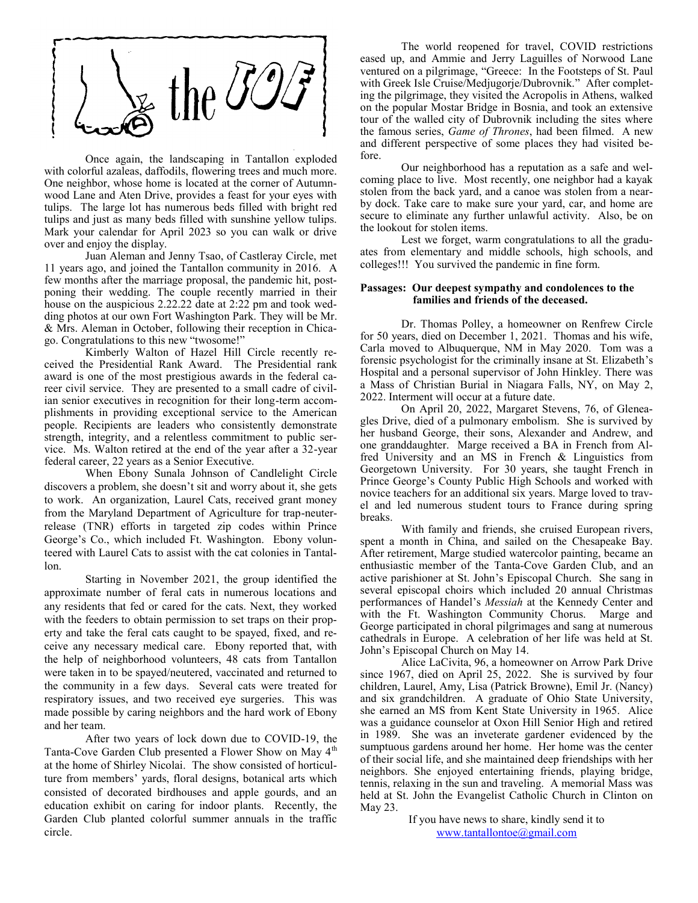# the TOE

Once again, the landscaping in Tantallon exploded with colorful azaleas, daffodils, flowering trees and much more. One neighbor, whose home is located at the corner of Autumnwood Lane and Aten Drive, provides a feast for your eyes with tulips. The large lot has numerous beds filled with bright red tulips and just as many beds filled with sunshine yellow tulips. Mark your calendar for April 2023 so you can walk or drive over and enjoy the display.

Juan Aleman and Jenny Tsao, of Castleray Circle, met 11 years ago, and joined the Tantallon community in 2016. A few months after the marriage proposal, the pandemic hit, postponing their wedding. The couple recently married in their house on the auspicious 2.22.22 date at 2:22 pm and took wedding photos at our own Fort Washington Park. They will be Mr. & Mrs. Aleman in October, following their reception in Chicago. Congratulations to this new "twosome!"

Kimberly Walton of Hazel Hill Circle recently received the Presidential Rank Award. The Presidential rank award is one of the most prestigious awards in the federal career civil service. They are presented to a small cadre of civilian senior executives in recognition for their long-term accomplishments in providing exceptional service to the American people. Recipients are leaders who consistently demonstrate strength, integrity, and a relentless commitment to public service. Ms. Walton retired at the end of the year after a 32-year federal career, 22 years as a Senior Executive.

When Ebony Sunala Johnson of Candlelight Circle discovers a problem, she doesn't sit and worry about it, she gets to work. An organization, Laurel Cats, received grant money from the Maryland Department of Agriculture for trap-neuter-release (TNR) efforts in targeted zip codes within Prince George's Co., which included Ft. Washington. Ebony volunteered with Laurel Cats to assist with the cat colonies in Tantallon.

Starting in November 2021, the group identified the approximate number of feral cats in numerous locations and any residents that fed or cared for the cats. Next, they worked with the feeders to obtain permission to set traps on their property and take the feral cats caught to be spayed, fixed, and receive any necessary medical care. Ebony reported that, with the help of neighborhood volunteers, 48 cats from Tantallon were taken in to be spayed/neutered, vaccinated and returned to the community in a few days. Several cats were treated for respiratory issues, and two received eye surgeries. This was made possible by caring neighbors and the hard work of Ebony and her team.

After two years of lock down due to COVID-19, the Tanta-Cove Garden Club presented a Flower Show on May 4th at the home of Shirley Nicolai. The show consisted of horticulture from members' yards, floral designs, botanical arts which consisted of decorated birdhouses and apple gourds, and an education exhibit on caring for indoor plants. Recently, the Garden Club planted colorful summer annuals in the traffic circle.

The world reopened for travel, COVID restrictions eased up, and Ammie and Jerry Laguilles of Norwood Lane ventured on a pilgrimage, "Greece: In the Footsteps of St. Paul with Greek Isle Cruise/Medjugorje/Dubrovnik." After completing the pilgrimage, they visited the Acropolis in Athens, walked on the popular Mostar Bridge in Bosnia, and took an extensive tour of the walled city of Dubrovnik including the sites where the famous series, *Game of Thrones*, had been filmed. A new and different perspective of some places they had visited before.

Our neighborhood has a reputation as a safe and welcoming place to live. Most recently, one neighbor had a kayak stolen from the back yard, and a canoe was stolen from a nearby dock. Take care to make sure your yard, car, and home are secure to eliminate any further unlawful activity. Also, be on the lookout for stolen items.

Lest we forget, warm congratulations to all the graduates from elementary and middle schools, high schools, and colleges!!! You survived the pandemic in fine form.

**Passages: Our deepest sympathy and condolences to the families and friends of the deceased.**

Dr. Thomas Polley, a homeowner on Renfrew Circle for 50 years, died on December 1, 2021. Thomas and his wife, Carla moved to Albuquerque, NM in May 2020. Tom was a forensic psychologist for the criminally insane at St. Elizabeth's Hospital and a personal supervisor of John Hinkley. There was a Mass of Christian Burial in Niagara Falls, NY, on May 2, 2022. Interment will occur at a future date.

On April 20, 2022, Margaret Stevens, 76, of Gleneagles Drive, died of a pulmonary embolism. She is survived by her husband George, their sons, Alexander and Andrew, and one granddaughter. Marge received a BA in French from Alfred University and an MS in French & Linguistics from Georgetown University. For 30 years, she taught French in Prince George's County Public High Schools and worked with novice teachers for an additional six years. Marge loved to travel and led numerous student tours to France during spring breaks.

With family and friends, she cruised European rivers, spent a month in China, and sailed on the Chesapeake Bay. After retirement, Marge studied watercolor painting, became an enthusiastic member of the Tanta-Cove Garden Club, and an active parishioner at St. John's Episcopal Church. She sang in several episcopal choirs which included 20 annual Christmas performances of Handel's *Messiah* at the Kennedy Center and with the Ft. Washington Community Chorus. Marge and George participated in choral pilgrimages and sang at numerous cathedrals in Europe. A celebration of her life was held at St. John's Episcopal Church on May 14.

Alice LaCivita, 96, a homeowner on Arrow Park Drive since 1967, died on April 25, 2022. She is survived by four children, Laurel, Amy, Lisa (Patrick Browne), Emil Jr. (Nancy) and six grandchildren. A graduate of Ohio State University, she earned an MS from Kent State University in 1965. Alice was a guidance counselor at Oxon Hill Senior High and retired in 1989. She was an inveterate gardener evidenced by the sumptuous gardens around her home. Her home was the center of their social life, and she maintained deep friendships with her neighbors. She enjoyed entertaining friends, playing bridge, tennis, relaxing in the sun and traveling. A memorial Mass was held at St. John the Evangelist Catholic Church in Clinton on May 23.

If you have news to share, kindly send it to www.tantallontoe@gmail.com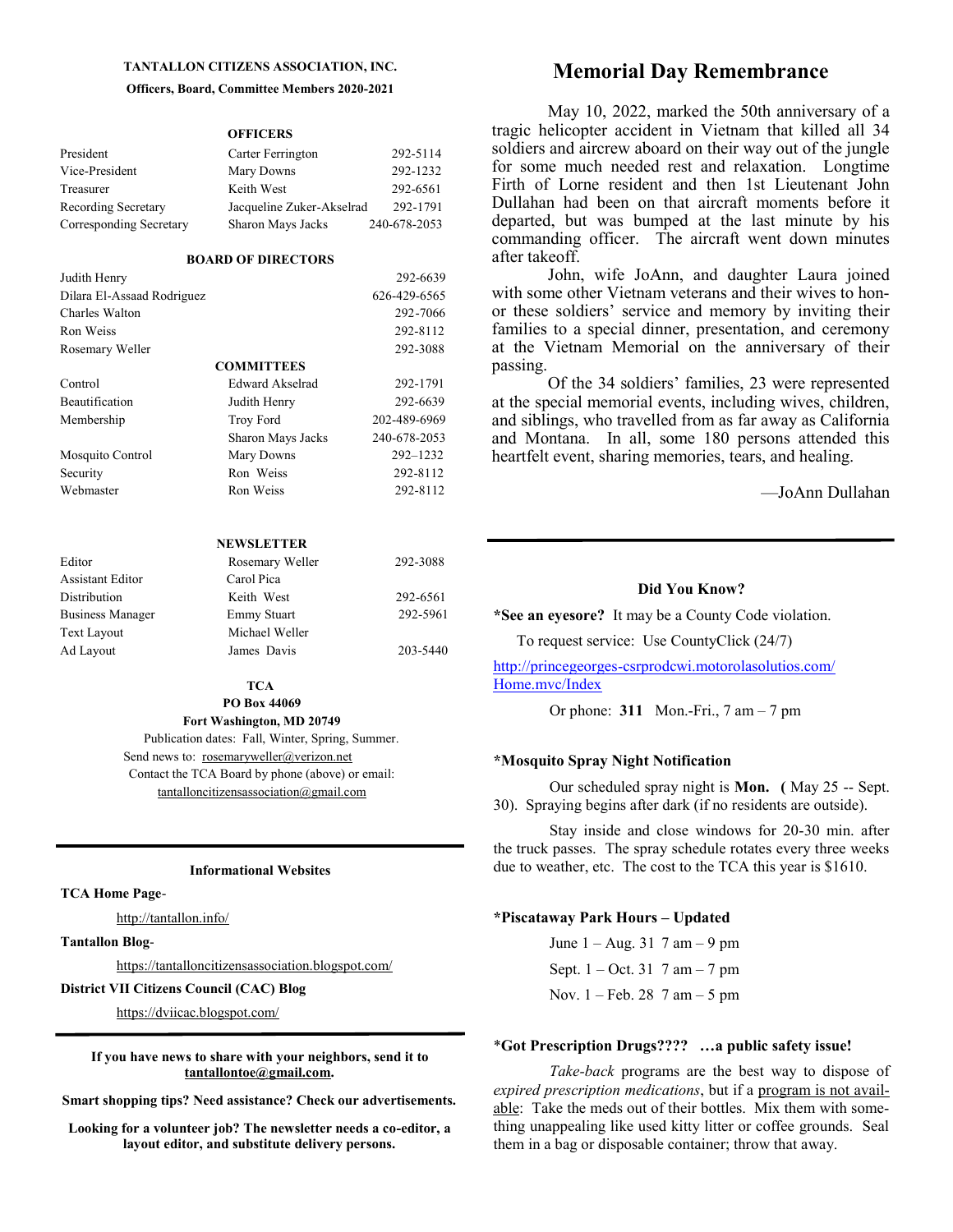**TANTALLON CITIZENS ASSOCIATION, INC.**

**Officers, Board, Committee Members 2020-2021**

**OFFICERS**

| | | |
|---|---|---|
| President | Carter Ferrington | 292-5114 |
| Vice-President | Mary Downs | 292-1232 |
| Treasurer | Keith West | 292-6561 |
| Recording Secretary | Jacqueline Zuker-Akselrad | 292-1791 |
| Corresponding Secretary | Sharon Mays Jacks | 240-678-2053 |

**BOARD OF DIRECTORS**

| | |
|---|---|
| Judith Henry | 292-6639 |
| Dilara El-Assaad Rodriguez | 626-429-6565 |
| Charles Walton | 292-7066 |
| Ron Weiss | 292-8112 |
| Rosemary Weller | 292-3088 |

**COMMITTEES**

| | | |
|---|---|---|
| Control | Edward Akselrad | 292-1791 |
| Beautification | Judith Henry | 292-6639 |
| Membership | Troy Ford | 202-489-6969 |
| | Sharon Mays Jacks | 240-678-2053 |
| Mosquito Control | Mary Downs | 292–1232 |
| Security | Ron Weiss | 292-8112 |
| Webmaster | Ron Weiss | 292-8112 |

**NEWSLETTER**

| | | |
|---|---|---|
| Editor | Rosemary Weller | 292-3088 |
| Assistant Editor | Carol Pica | |
| Distribution | Keith West | 292-6561 |
| Business Manager | Emmy Stuart | 292-5961 |
| Text Layout | Michael Weller | |
| Ad Layout | James Davis | 203-5440 |

**TCA**
**PO Box 44069**
**Fort Washington, MD 20749**

Publication dates: Fall, Winter, Spring, Summer.
Send news to: rosemaryweller@verizon.net
Contact the TCA Board by phone (above) or email: tantalloncitizensassociation@gmail.com

---

**Informational Websites**

**TCA Home Page**-

http://tantallon.info/

**Tantallon Blog**-

https://tantalloncitizensassociation.blogspot.com/

**District VII Citizens Council (CAC) Blog**

https://dviicac.blogspot.com/

---

**If you have news to share with your neighbors, send it to tantallontoe@gmail.com.**

**Smart shopping tips? Need assistance? Check our advertisements.**

**Looking for a volunteer job? The newsletter needs a co-editor, a layout editor, and substitute delivery persons.**

# Memorial Day Remembrance

May 10, 2022, marked the 50th anniversary of a tragic helicopter accident in Vietnam that killed all 34 soldiers and aircrew aboard on their way out of the jungle for some much needed rest and relaxation. Longtime Firth of Lorne resident and then 1st Lieutenant John Dullahan had been on that aircraft moments before it departed, but was bumped at the last minute by his commanding officer. The aircraft went down minutes after takeoff.

John, wife JoAnn, and daughter Laura joined with some other Vietnam veterans and their wives to honor these soldiers' service and memory by inviting their families to a special dinner, presentation, and ceremony at the Vietnam Memorial on the anniversary of their passing.

Of the 34 soldiers' families, 23 were represented at the special memorial events, including wives, children, and siblings, who travelled from as far away as California and Montana. In all, some 180 persons attended this heartfelt event, sharing memories, tears, and healing.

—JoAnn Dullahan

---

**Did You Know?**

***See an eyesore?** It may be a County Code violation.

To request service: Use CountyClick (24/7)

http://princegeorges-csrprodcwi.motorolasolutions.com/Home.mvc/Index

Or phone: **311** Mon.-Fri., 7 am – 7 pm

***Mosquito Spray Night Notification**

Our scheduled spray night is **Mon. (** May 25 -- Sept. 30). Spraying begins after dark (if no residents are outside).

Stay inside and close windows for 20-30 min. after the truck passes. The spray schedule rotates every three weeks due to weather, etc. The cost to the TCA this year is $1610.

***Piscataway Park Hours – Updated**

June 1 – Aug. 31 7 am – 9 pm

Sept. 1 – Oct. 31 7 am – 7 pm

Nov. 1 – Feb. 28 7 am – 5 pm

***Got Prescription Drugs???? …a public safety issue!**

*Take-back* programs are the best way to dispose of *expired prescription medications*, but if a program is not available: Take the meds out of their bottles. Mix them with something unappealing like used kitty litter or coffee grounds. Seal them in a bag or disposable container; throw that away.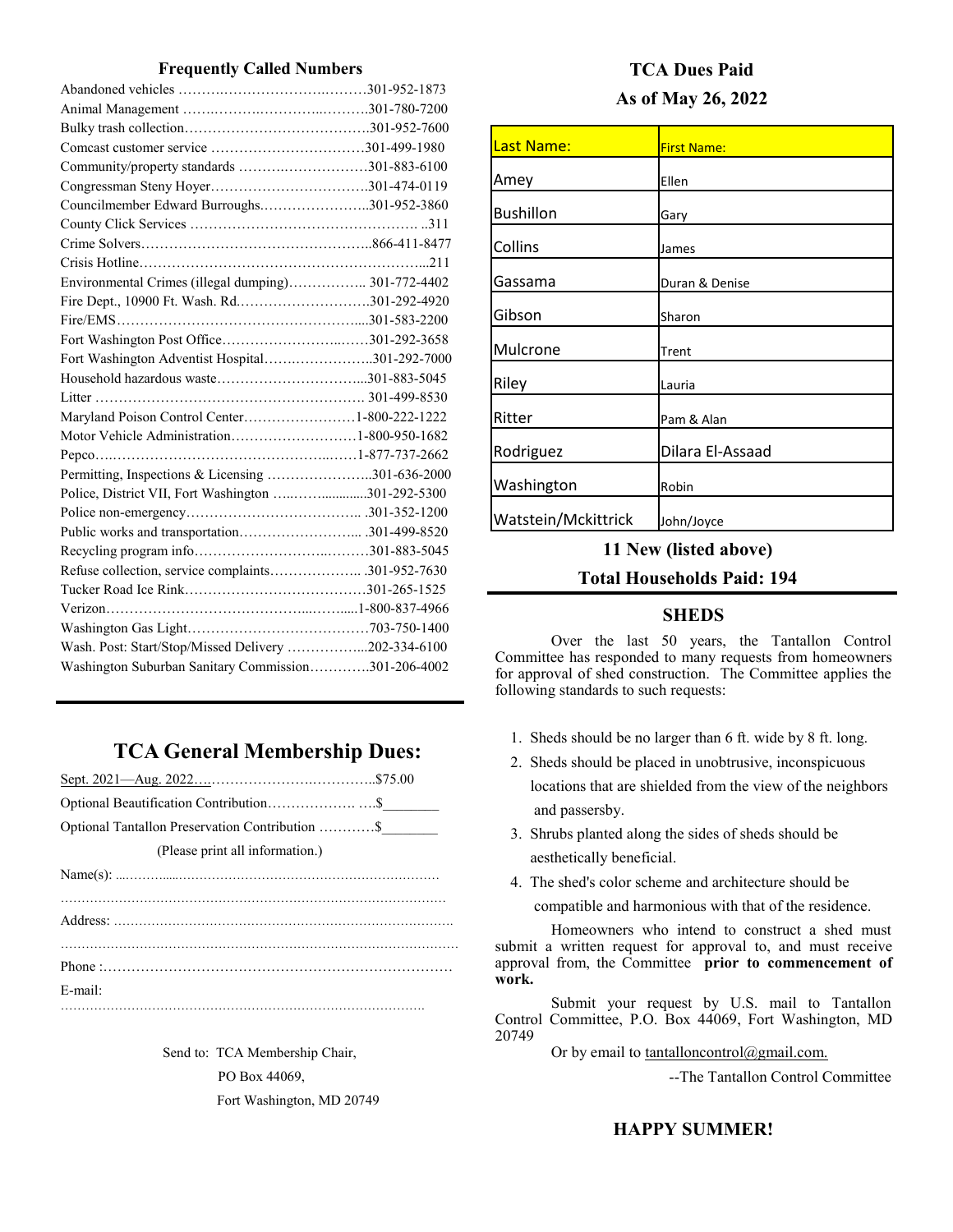## Frequently Called Numbers

Abandoned vehicles ……….……………….………301-952-1873
Animal Management …….……….……….…….…….301-780-7200
Bulky trash collection………………………………….301-952-7600
Comcast customer service ……………………………301-499-1980
Community/property standards ……….………………301-883-6100
Congressman Steny Hoyer…………………………….301-474-0119
Councilmember Edward Burroughs.…………………..301-952-3860
County Click Services …………………………………………. ..311
Crime Solvers…………………………………………..866-411-8477
Crisis Hotline……………………………………………………...211
Environmental Crimes (illegal dumping)…………….. 301-772-4402
Fire Dept., 10900 Ft. Wash. Rd.……………………….301-292-4920
Fire/EMS……………………………………………....301-583-2200
Fort Washington Post Office………………………..……301-292-3658
Fort Washington Adventist Hospital…….……………..301-292-7000
Household hazardous waste…………………………...301-883-5045
Litter …………………………………………………. 301-499-8530
Maryland Poison Control Center……………………1-800-222-1222
Motor Vehicle Administration………………………1-800-950-1682
Pepco….………………………………………..……1-877-737-2662
Permitting, Inspections & Licensing …………………..301-636-2000
Police, District VII, Fort Washington …..……............301-292-5300
Police non-emergency……………………………….. .301-352-1200
Public works and transportation……………………... .301-499-8520
Recycling program info…………………………..……301-883-5045
Refuse collection, service complaints……………….. .301-952-7630
Tucker Road Ice Rink…………………………………301-265-1525
Verizon……………………………………...…....1-800-837-4966
Washington Gas Light…………………………………703-750-1400
Wash. Post: Start/Stop/Missed Delivery ……………...202-334-6100
Washington Suburban Sanitary Commission………….301-206-4002

## TCA General Membership Dues:

Sept. 2021—Aug. 2022….……………….…………..$75.00
Optional Beautification Contribution………………. ….$________
Optional Tantallon Preservation Contribution …………$________

(Please print all information.)

Name(s): ……………………………………………………………

……………………………………………………………………

Address: …………………………………………………………

……………………………………………………………………

Phone :……………………………………………………………

E-mail:

……………………………………………………………………

Send to: TCA Membership Chair,
PO Box 44069,
Fort Washington, MD 20749

## TCA Dues Paid
## As of May 26, 2022

| Last Name: | First Name: |
|---|---|
| Amey | Ellen |
| Bushillon | Gary |
| Collins | James |
| Gassama | Duran & Denise |
| Gibson | Sharon |
| Mulcrone | Trent |
| Riley | Lauria |
| Ritter | Pam & Alan |
| Rodriguez | Dilara El-Assaad |
| Washington | Robin |
| Watstein/Mckittrick | John/Joyce |

**11 New (listed above)**

**Total Households Paid: 194**

## SHEDS

Over the last 50 years, the Tantallon Control Committee has responded to many requests from homeowners for approval of shed construction. The Committee applies the following standards to such requests:

1. Sheds should be no larger than 6 ft. wide by 8 ft. long.
2. Sheds should be placed in unobtrusive, inconspicuous locations that are shielded from the view of the neighbors and passersby.
3. Shrubs planted along the sides of sheds should be aesthetically beneficial.
4. The shed's color scheme and architecture should be compatible and harmonious with that of the residence.

Homeowners who intend to construct a shed must submit a written request for approval to, and must receive approval from, the Committee **prior to commencement of work.**

Submit your request by U.S. mail to Tantallon Control Committee, P.O. Box 44069, Fort Washington, MD 20749

Or by email to tantalloncontrol@gmail.com.

--The Tantallon Control Committee

**HAPPY SUMMER!**